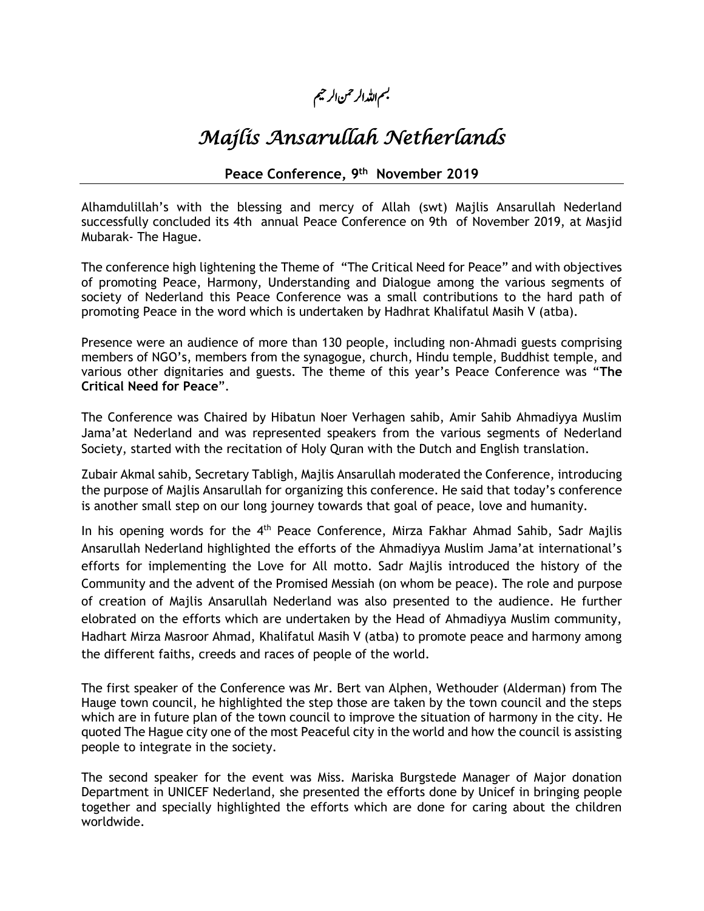بسم اللہ الرحمن الرحیم

# *Majlis Ansarullah Netherlands*

**Peace Conference, 9th November 2019**

---

Alhamdulillah's with the blessing and mercy of Allah (swt) Majlis Ansarullah Nederland successfully concluded its 4th annual Peace Conference on 9th of November 2019, at Masjid Mubarak- The Hague.

The conference high lightening the Theme of "The Critical Need for Peace" and with objectives of promoting Peace, Harmony, Understanding and Dialogue among the various segments of society of Nederland this Peace Conference was a small contributions to the hard path of promoting Peace in the word which is undertaken by Hadhrat Khalifatul Masih V (atba).

Presence were an audience of more than 130 people, including non-Ahmadi guests comprising members of NGO's, members from the synagogue, church, Hindu temple, Buddhist temple, and various other dignitaries and guests. The theme of this year's Peace Conference was "**The Critical Need for Peace**".

The Conference was Chaired by Hibatun Noer Verhagen sahib, Amir Sahib Ahmadiyya Muslim Jama'at Nederland and was represented speakers from the various segments of Nederland Society, started with the recitation of Holy Quran with the Dutch and English translation.

Zubair Akmal sahib, Secretary Tabligh, Majlis Ansarullah moderated the Conference, introducing the purpose of Majlis Ansarullah for organizing this conference. He said that today's conference is another small step on our long journey towards that goal of peace, love and humanity.

In his opening words for the 4th Peace Conference, Mirza Fakhar Ahmad Sahib, Sadr Majlis Ansarullah Nederland highlighted the efforts of the Ahmadiyya Muslim Jama'at international's efforts for implementing the Love for All motto. Sadr Majlis introduced the history of the Community and the advent of the Promised Messiah (on whom be peace). The role and purpose of creation of Majlis Ansarullah Nederland was also presented to the audience. He further elobrated on the efforts which are undertaken by the Head of Ahmadiyya Muslim community, Hadhart Mirza Masroor Ahmad, Khalifatul Masih V (atba) to promote peace and harmony among the different faiths, creeds and races of people of the world.

The first speaker of the Conference was Mr. Bert van Alphen, Wethouder (Alderman) from The Hauge town council, he highlighted the step those are taken by the town council and the steps which are in future plan of the town council to improve the situation of harmony in the city. He quoted The Hague city one of the most Peaceful city in the world and how the council is assisting people to integrate in the society.

The second speaker for the event was Miss. Mariska Burgstede Manager of Major donation Department in UNICEF Nederland, she presented the efforts done by Unicef in bringing people together and specially highlighted the efforts which are done for caring about the children worldwide.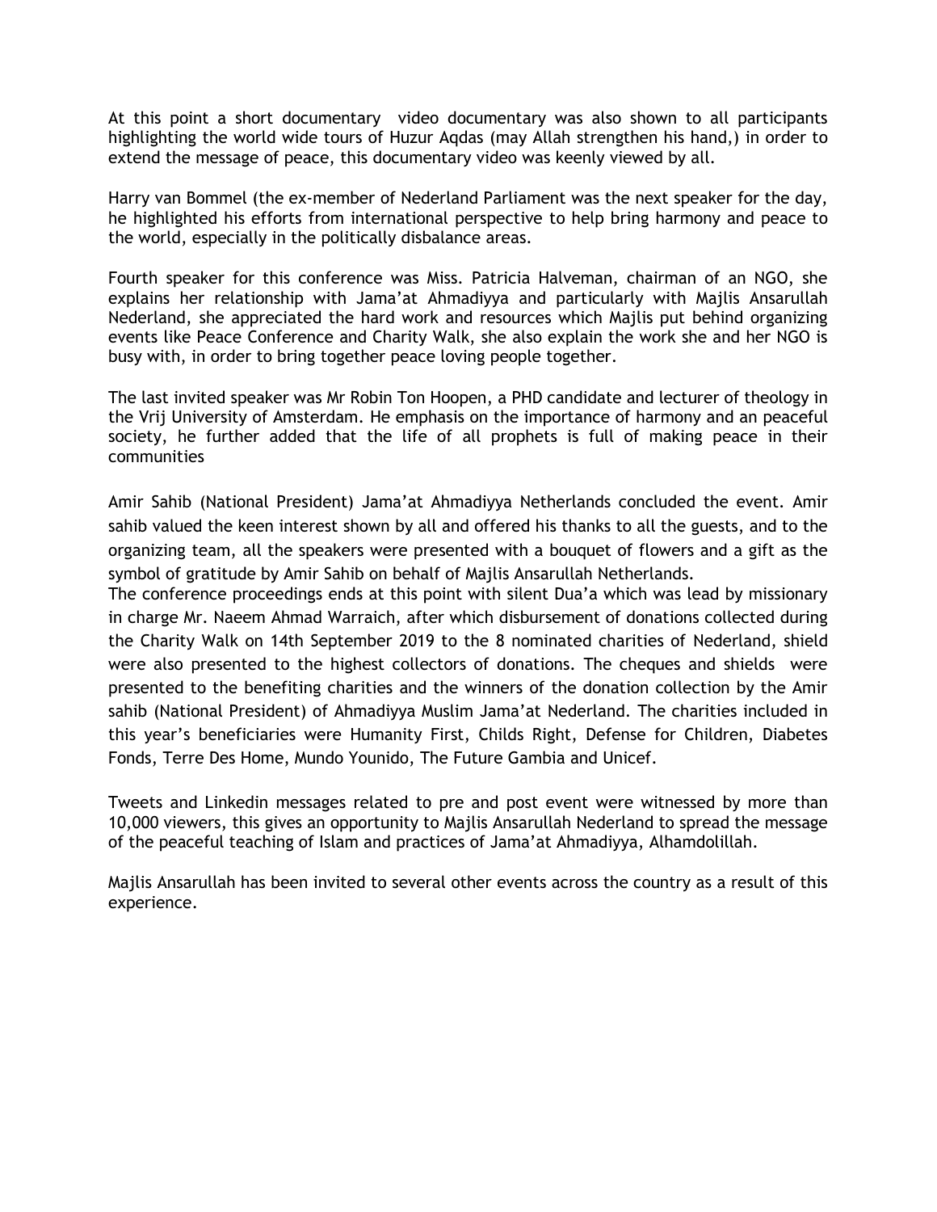At this point a short documentary  video documentary was also shown to all participants highlighting the world wide tours of Huzur Aqdas (may Allah strengthen his hand,) in order to extend the message of peace, this documentary video was keenly viewed by all.

Harry van Bommel (the ex-member of Nederland Parliament was the next speaker for the day, he highlighted his efforts from international perspective to help bring harmony and peace to the world, especially in the politically disbalance areas.

Fourth speaker for this conference was Miss. Patricia Halveman, chairman of an NGO, she explains her relationship with Jama'at Ahmadiyya and particularly with Majlis Ansarullah Nederland, she appreciated the hard work and resources which Majlis put behind organizing events like Peace Conference and Charity Walk, she also explain the work she and her NGO is busy with, in order to bring together peace loving people together.

The last invited speaker was Mr Robin Ton Hoopen, a PHD candidate and lecturer of theology in the Vrij University of Amsterdam. He emphasis on the importance of harmony and an peaceful society, he further added that the life of all prophets is full of making peace in their communities

Amir Sahib (National President) Jama'at Ahmadiyya Netherlands concluded the event. Amir sahib valued the keen interest shown by all and offered his thanks to all the guests, and to the organizing team, all the speakers were presented with a bouquet of flowers and a gift as the symbol of gratitude by Amir Sahib on behalf of Majlis Ansarullah Netherlands.
The conference proceedings ends at this point with silent Dua'a which was lead by missionary in charge Mr. Naeem Ahmad Warraich, after which disbursement of donations collected during the Charity Walk on 14th September 2019 to the 8 nominated charities of Nederland, shield were also presented to the highest collectors of donations. The cheques and shields  were presented to the benefiting charities and the winners of the donation collection by the Amir sahib (National President) of Ahmadiyya Muslim Jama'at Nederland. The charities included in this year's beneficiaries were Humanity First, Childs Right, Defense for Children, Diabetes Fonds, Terre Des Home, Mundo Younido, The Future Gambia and Unicef.

Tweets and Linkedin messages related to pre and post event were witnessed by more than 10,000 viewers, this gives an opportunity to Majlis Ansarullah Nederland to spread the message of the peaceful teaching of Islam and practices of Jama'at Ahmadiyya, Alhamdolillah.

Majlis Ansarullah has been invited to several other events across the country as a result of this experience.